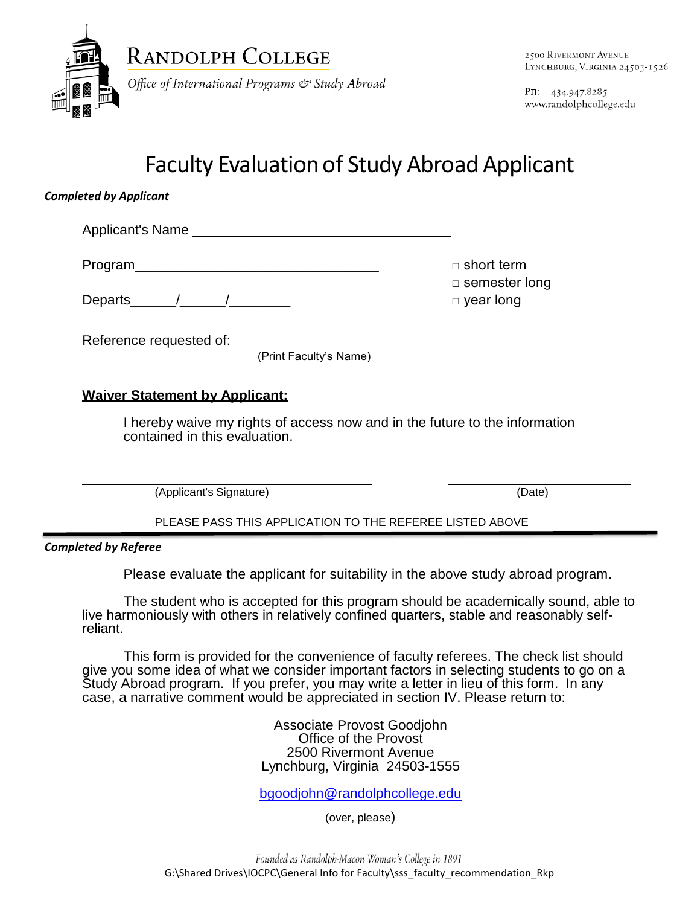RANDOLPH COLLEGE

*Office of International Programs & Study Abroad*

2500 RIVERMONT AVENUE
LYNCHBURG, VIRGINIA 24503-1526

PH: 434.947.8285
www.randolphcollege.edu

# Faculty Evaluation of Study Abroad Applicant

***Completed by Applicant***

Applicant's Name ________________________________

Program________________________________

Departs______/______/________

□ short term
□ semester long
□ year long

Reference requested of: ________________________________
(Print Faculty's Name)

**Waiver Statement by Applicant:**

I hereby waive my rights of access now and in the future to the information contained in this evaluation.

________________________________ (Applicant's Signature)

________________________________ (Date)

PLEASE PASS THIS APPLICATION TO THE REFEREE LISTED ABOVE

---

***Completed by Referee***

Please evaluate the applicant for suitability in the above study abroad program.

The student who is accepted for this program should be academically sound, able to live harmoniously with others in relatively confined quarters, stable and reasonably self-reliant.

This form is provided for the convenience of faculty referees. The check list should give you some idea of what we consider important factors in selecting students to go on a Study Abroad program. If you prefer, you may write a letter in lieu of this form. In any case, a narrative comment would be appreciated in section IV. Please return to:

Associate Provost Goodjohn
Office of the Provost
2500 Rivermont Avenue
Lynchburg, Virginia 24503-1555

bgoodjohn@randolphcollege.edu

(over, please)

*Founded as Randolph-Macon Woman's College in 1891*

G:\Shared Drives\IOCPC\General Info for Faculty\sss_faculty_recommendation_Rkp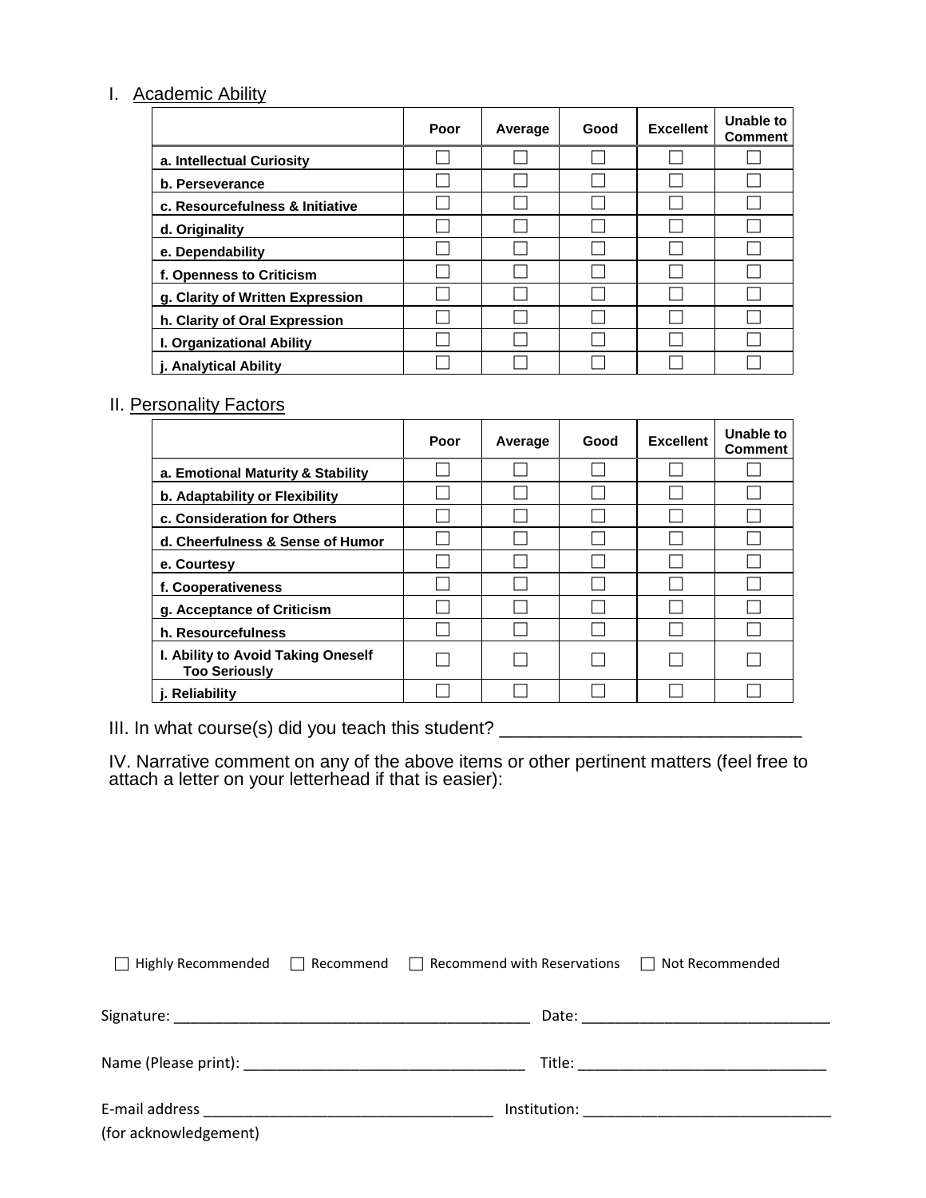## I. Academic Ability

| | Poor | Average | Good | Excellent | Unable to Comment |
|---|---|---|---|---|---|
| a. Intellectual Curiosity | ☐ | ☐ | ☐ | ☐ | ☐ |
| b. Perseverance | ☐ | ☐ | ☐ | ☐ | ☐ |
| c. Resourcefulness & Initiative | ☐ | ☐ | ☐ | ☐ | ☐ |
| d. Originality | ☐ | ☐ | ☐ | ☐ | ☐ |
| e. Dependability | ☐ | ☐ | ☐ | ☐ | ☐ |
| f. Openness to Criticism | ☐ | ☐ | ☐ | ☐ | ☐ |
| g. Clarity of Written Expression | ☐ | ☐ | ☐ | ☐ | ☐ |
| h. Clarity of Oral Expression | ☐ | ☐ | ☐ | ☐ | ☐ |
| I. Organizational Ability | ☐ | ☐ | ☐ | ☐ | ☐ |
| j. Analytical Ability | ☐ | ☐ | ☐ | ☐ | ☐ |

## II. Personality Factors

| | Poor | Average | Good | Excellent | Unable to Comment |
|---|---|---|---|---|---|
| a. Emotional Maturity & Stability | ☐ | ☐ | ☐ | ☐ | ☐ |
| b. Adaptability or Flexibility | ☐ | ☐ | ☐ | ☐ | ☐ |
| c. Consideration for Others | ☐ | ☐ | ☐ | ☐ | ☐ |
| d. Cheerfulness & Sense of Humor | ☐ | ☐ | ☐ | ☐ | ☐ |
| e. Courtesy | ☐ | ☐ | ☐ | ☐ | ☐ |
| f. Cooperativeness | ☐ | ☐ | ☐ | ☐ | ☐ |
| g. Acceptance of Criticism | ☐ | ☐ | ☐ | ☐ | ☐ |
| h. Resourcefulness | ☐ | ☐ | ☐ | ☐ | ☐ |
| I. Ability to Avoid Taking Oneself Too Seriously | ☐ | ☐ | ☐ | ☐ | ☐ |
| j. Reliability | ☐ | ☐ | ☐ | ☐ | ☐ |

III. In what course(s) did you teach this student? ______________________________

IV. Narrative comment on any of the above items or other pertinent matters (feel free to attach a letter on your letterhead if that is easier):

☐ Highly Recommended ☐ Recommend ☐ Recommend with Reservations ☐ Not Recommended

Signature: ___________________________________________ Date: ______________________________

Name (Please print): __________________________________ Title: ______________________________

E-mail address ___________________________________ Institution: ______________________________
(for acknowledgement)